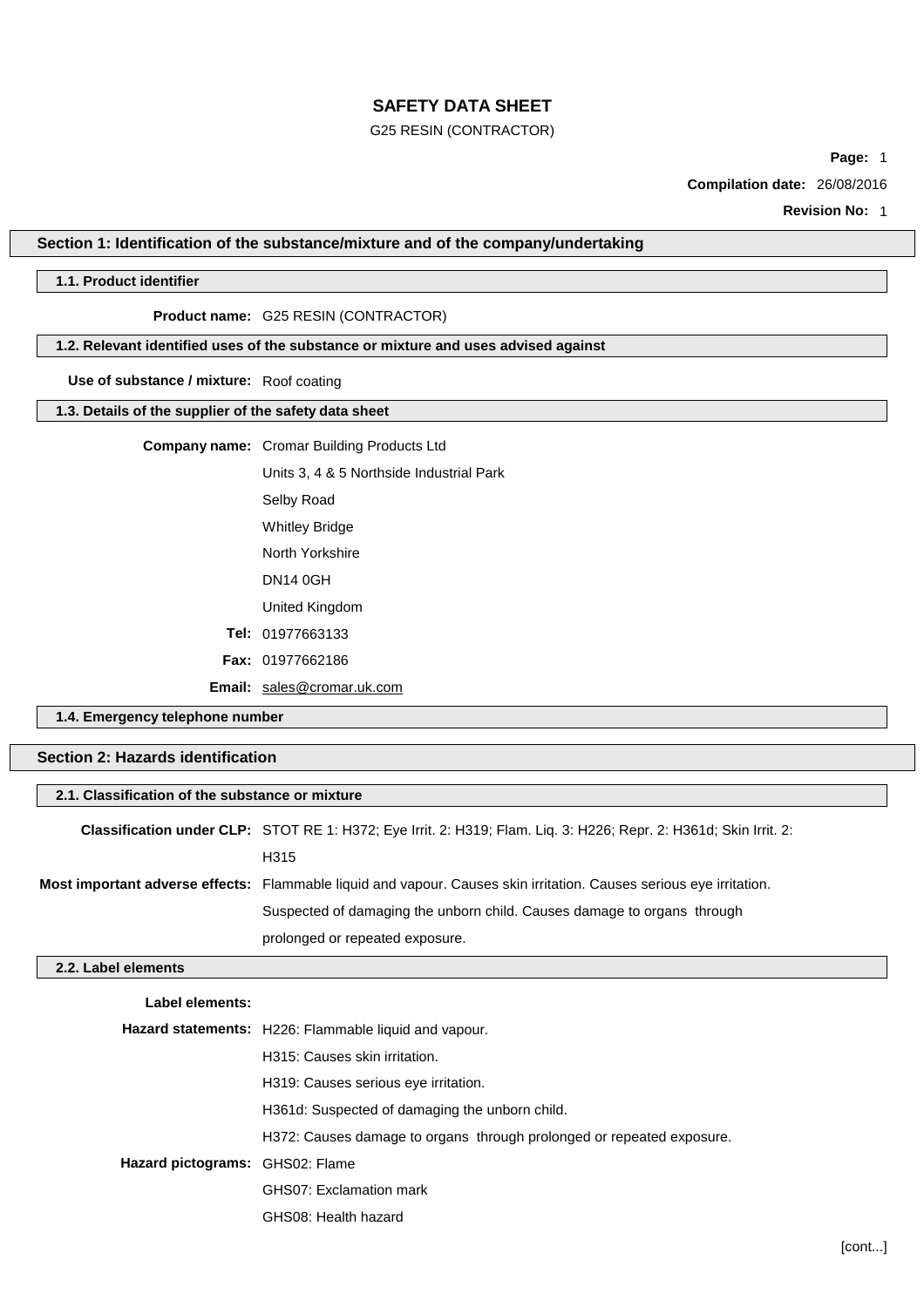# SAFETY DATA SHEET

G25 RESIN (CONTRACTOR)

**Compilation date:** 26/08/2016

**Revision No:** 1

## Section 1: Identification of the substance/mixture and of the company/undertaking

### 1.1. Product identifier

**Product name:** G25 RESIN (CONTRACTOR)

### 1.2. Relevant identified uses of the substance or mixture and uses advised against

**Use of substance / mixture:** Roof coating

### 1.3. Details of the supplier of the safety data sheet

**Company name:** Cromar Building Products Ltd

Units 3, 4 & 5 Northside Industrial Park

Selby Road

Whitley Bridge

North Yorkshire

DN14 0GH

United Kingdom

**Tel:** 01977663133

**Fax:** 01977662186

**Email:** sales@cromar.uk.com

### 1.4. Emergency telephone number

## Section 2: Hazards identification

### 2.1. Classification of the substance or mixture

**Classification under CLP:** STOT RE 1: H372; Eye Irrit. 2: H319; Flam. Liq. 3: H226; Repr. 2: H361d; Skin Irrit. 2: H315

**Most important adverse effects:** Flammable liquid and vapour. Causes skin irritation. Causes serious eye irritation. Suspected of damaging the unborn child. Causes damage to organs through prolonged or repeated exposure.

### 2.2. Label elements

**Label elements:**

**Hazard statements:** H226: Flammable liquid and vapour.

H315: Causes skin irritation.

H319: Causes serious eye irritation.

H361d: Suspected of damaging the unborn child.

H372: Causes damage to organs through prolonged or repeated exposure.

**Hazard pictograms:** GHS02: Flame

GHS07: Exclamation mark

GHS08: Health hazard

[cont...]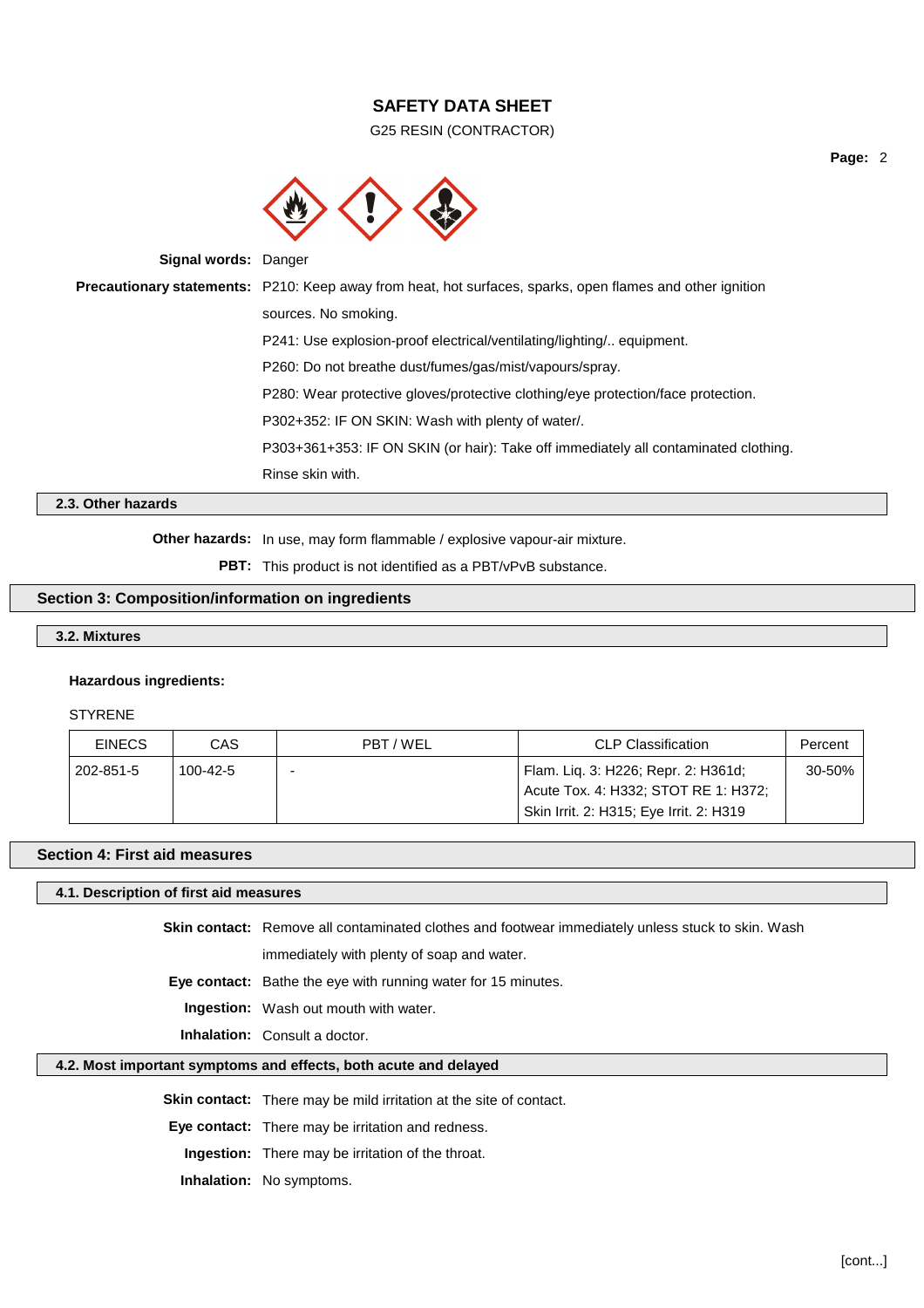**Signal words:** Danger

**Precautionary statements:** P210: Keep away from heat, hot surfaces, sparks, open flames and other ignition sources. No smoking.

P241: Use explosion-proof electrical/ventilating/lighting/.. equipment.

P260: Do not breathe dust/fumes/gas/mist/vapours/spray.

P280: Wear protective gloves/protective clothing/eye protection/face protection.

P302+352: IF ON SKIN: Wash with plenty of water/.

P303+361+353: IF ON SKIN (or hair): Take off immediately all contaminated clothing. Rinse skin with.

### 2.3. Other hazards

**Other hazards:** In use, may form flammable / explosive vapour-air mixture.

**PBT:** This product is not identified as a PBT/vPvB substance.

## Section 3: Composition/information on ingredients

### 3.2. Mixtures

**Hazardous ingredients:**

STYRENE

| EINECS | CAS | PBT / WEL | CLP Classification | Percent |
|---|---|---|---|---|
| 202-851-5 | 100-42-5 | - | Flam. Liq. 3: H226; Repr. 2: H361d; Acute Tox. 4: H332; STOT RE 1: H372; Skin Irrit. 2: H315; Eye Irrit. 2: H319 | 30-50% |

## Section 4: First aid measures

### 4.1. Description of first aid measures

**Skin contact:** Remove all contaminated clothes and footwear immediately unless stuck to skin. Wash immediately with plenty of soap and water.

**Eye contact:** Bathe the eye with running water for 15 minutes.

**Ingestion:** Wash out mouth with water.

**Inhalation:** Consult a doctor.

### 4.2. Most important symptoms and effects, both acute and delayed

**Skin contact:** There may be mild irritation at the site of contact.

**Eye contact:** There may be irritation and redness.

**Ingestion:** There may be irritation of the throat.

**Inhalation:** No symptoms.

[cont...]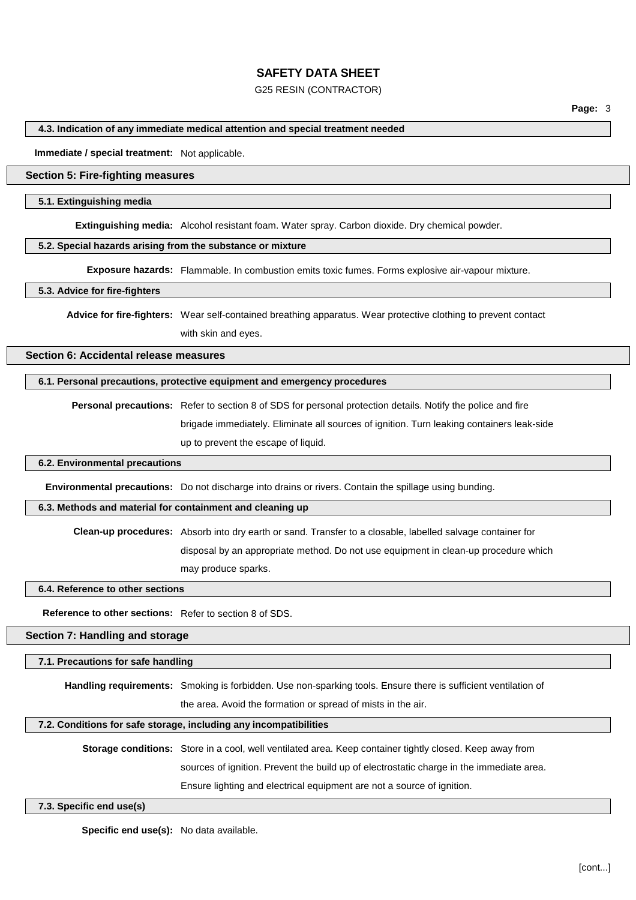### 4.3. Indication of any immediate medical attention and special treatment needed

**Immediate / special treatment:** Not applicable.

## Section 5: Fire-fighting measures

### 5.1. Extinguishing media

**Extinguishing media:** Alcohol resistant foam. Water spray. Carbon dioxide. Dry chemical powder.

### 5.2. Special hazards arising from the substance or mixture

**Exposure hazards:** Flammable. In combustion emits toxic fumes. Forms explosive air-vapour mixture.

### 5.3. Advice for fire-fighters

**Advice for fire-fighters:** Wear self-contained breathing apparatus. Wear protective clothing to prevent contact with skin and eyes.

## Section 6: Accidental release measures

### 6.1. Personal precautions, protective equipment and emergency procedures

**Personal precautions:** Refer to section 8 of SDS for personal protection details. Notify the police and fire brigade immediately. Eliminate all sources of ignition. Turn leaking containers leak-side up to prevent the escape of liquid.

### 6.2. Environmental precautions

**Environmental precautions:** Do not discharge into drains or rivers. Contain the spillage using bunding.

### 6.3. Methods and material for containment and cleaning up

**Clean-up procedures:** Absorb into dry earth or sand. Transfer to a closable, labelled salvage container for disposal by an appropriate method. Do not use equipment in clean-up procedure which may produce sparks.

### 6.4. Reference to other sections

**Reference to other sections:** Refer to section 8 of SDS.

## Section 7: Handling and storage

### 7.1. Precautions for safe handling

**Handling requirements:** Smoking is forbidden. Use non-sparking tools. Ensure there is sufficient ventilation of the area. Avoid the formation or spread of mists in the air.

### 7.2. Conditions for safe storage, including any incompatibilities

**Storage conditions:** Store in a cool, well ventilated area. Keep container tightly closed. Keep away from sources of ignition. Prevent the build up of electrostatic charge in the immediate area. Ensure lighting and electrical equipment are not a source of ignition.

### 7.3. Specific end use(s)

**Specific end use(s):** No data available.

[cont...]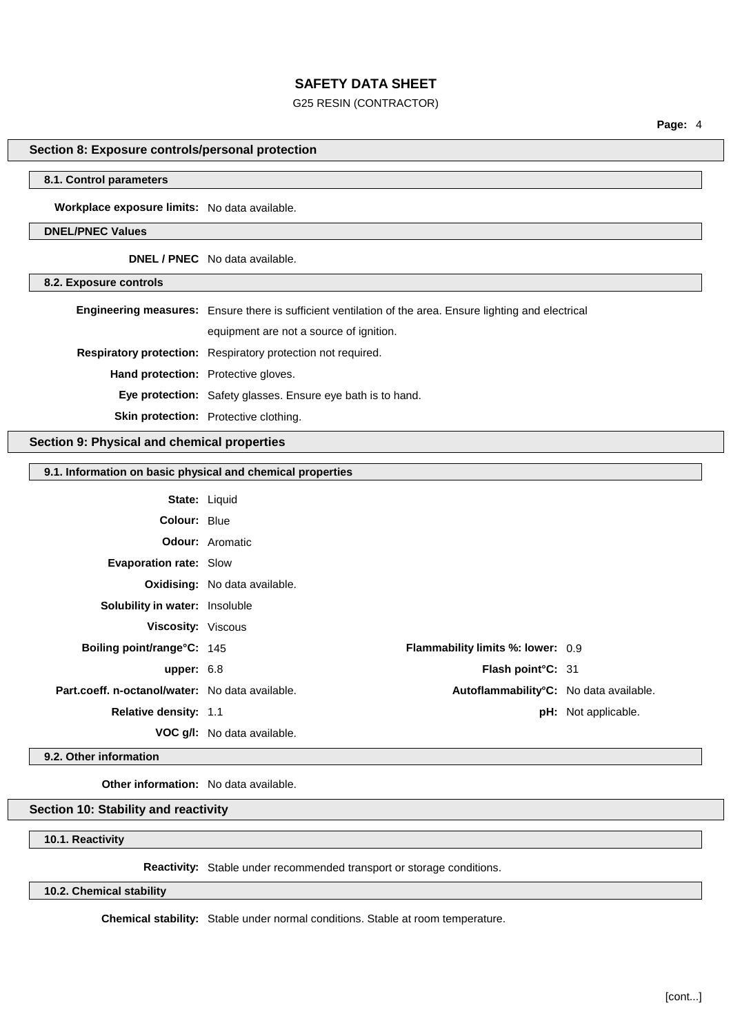## Section 8: Exposure controls/personal protection

### 8.1. Control parameters

**Workplace exposure limits:** No data available.

### DNEL/PNEC Values

**DNEL / PNEC** No data available.

### 8.2. Exposure controls

**Engineering measures:** Ensure there is sufficient ventilation of the area. Ensure lighting and electrical equipment are not a source of ignition.

**Respiratory protection:** Respiratory protection not required.

**Hand protection:** Protective gloves.

**Eye protection:** Safety glasses. Ensure eye bath is to hand.

**Skin protection:** Protective clothing.

## Section 9: Physical and chemical properties

### 9.1. Information on basic physical and chemical properties

**State:** Liquid

**Colour:** Blue

**Odour:** Aromatic

**Evaporation rate:** Slow

**Oxidising:** No data available.

**Solubility in water:** Insoluble

**Viscosity:** Viscous

**Boiling point/range°C:** 145

**Flammability limits %: lower:** 0.9

**upper:** 6.8

**Flash point°C:** 31

**Part.coeff. n-octanol/water:** No data available.

**Autoflammability°C:** No data available.

**Relative density:** 1.1

**pH:** Not applicable.

**VOC g/l:** No data available.

### 9.2. Other information

**Other information:** No data available.

## Section 10: Stability and reactivity

### 10.1. Reactivity

**Reactivity:** Stable under recommended transport or storage conditions.

### 10.2. Chemical stability

**Chemical stability:** Stable under normal conditions. Stable at room temperature.

[cont...]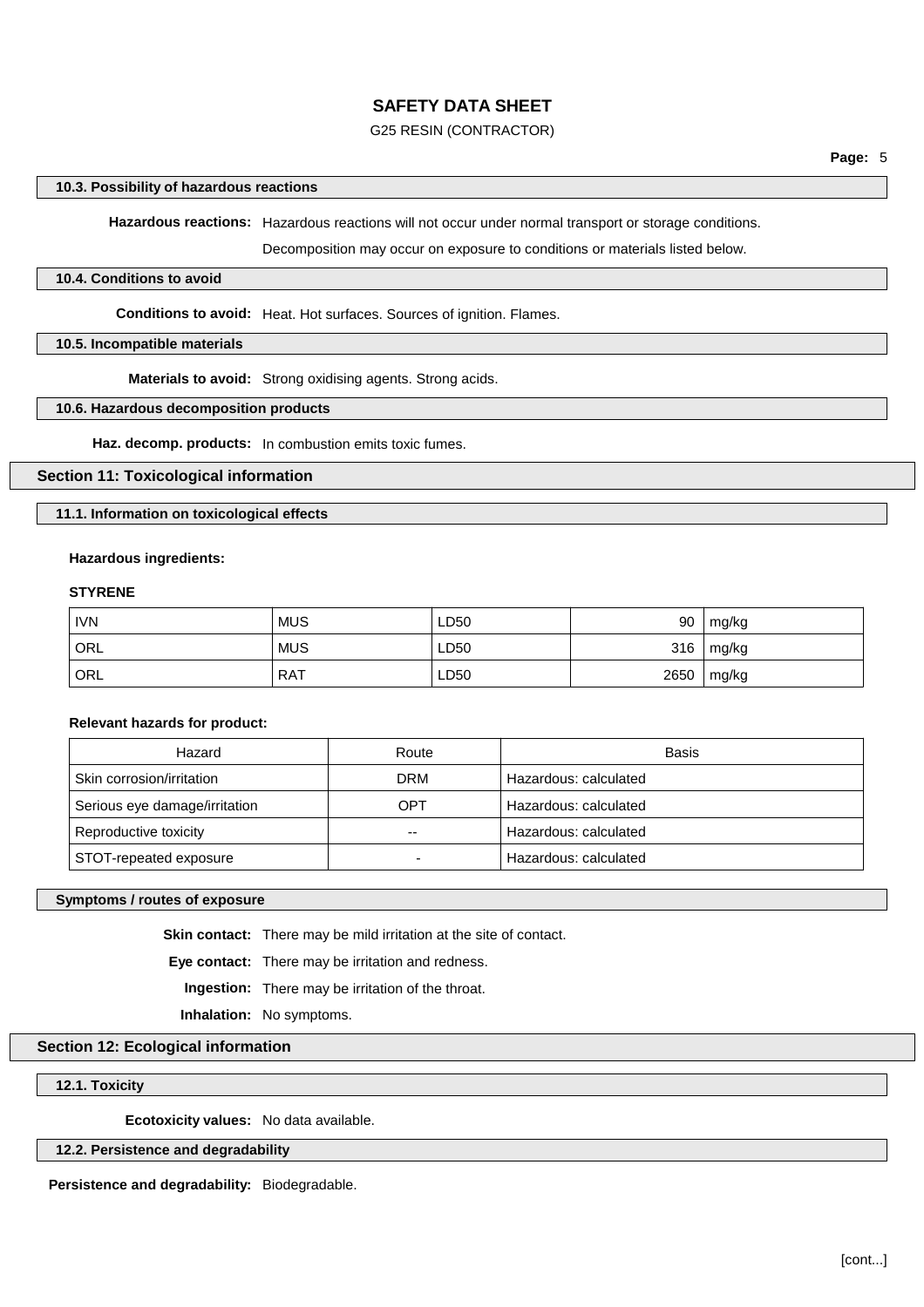### 10.3. Possibility of hazardous reactions

**Hazardous reactions:** Hazardous reactions will not occur under normal transport or storage conditions.

Decomposition may occur on exposure to conditions or materials listed below.

### 10.4. Conditions to avoid

**Conditions to avoid:** Heat. Hot surfaces. Sources of ignition. Flames.

### 10.5. Incompatible materials

**Materials to avoid:** Strong oxidising agents. Strong acids.

### 10.6. Hazardous decomposition products

**Haz. decomp. products:** In combustion emits toxic fumes.

## Section 11: Toxicological information

### 11.1. Information on toxicological effects

**Hazardous ingredients:**

**STYRENE**

| | | | | |
|---|---|---|---|---|
| IVN | MUS | LD50 | 90 | mg/kg |
| ORL | MUS | LD50 | 316 | mg/kg |
| ORL | RAT | LD50 | 2650 | mg/kg |

**Relevant hazards for product:**

| Hazard | Route | Basis |
|---|---|---|
| Skin corrosion/irritation | DRM | Hazardous: calculated |
| Serious eye damage/irritation | OPT | Hazardous: calculated |
| Reproductive toxicity | -- | Hazardous: calculated |
| STOT-repeated exposure | - | Hazardous: calculated |

### Symptoms / routes of exposure

**Skin contact:** There may be mild irritation at the site of contact.

**Eye contact:** There may be irritation and redness.

**Ingestion:** There may be irritation of the throat.

**Inhalation:** No symptoms.

## Section 12: Ecological information

### 12.1. Toxicity

**Ecotoxicity values:** No data available.

### 12.2. Persistence and degradability

**Persistence and degradability:** Biodegradable.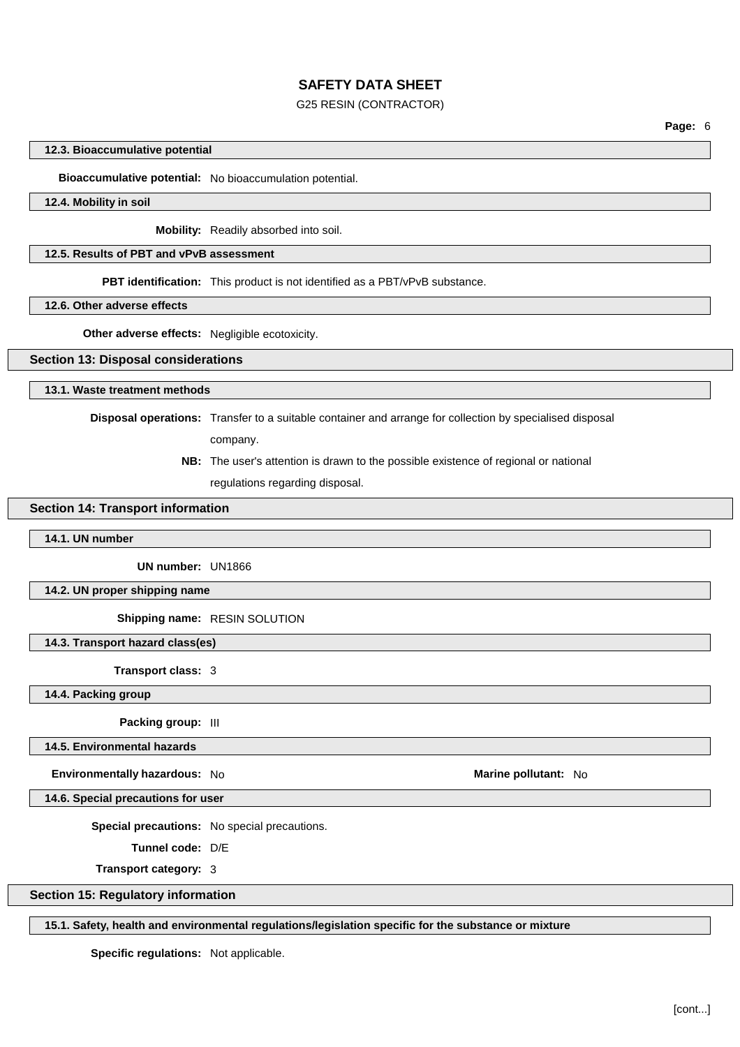### 12.3. Bioaccumulative potential

**Bioaccumulative potential:** No bioaccumulation potential.

### 12.4. Mobility in soil

**Mobility:** Readily absorbed into soil.

### 12.5. Results of PBT and vPvB assessment

**PBT identification:** This product is not identified as a PBT/vPvB substance.

### 12.6. Other adverse effects

**Other adverse effects:** Negligible ecotoxicity.

## Section 13: Disposal considerations

### 13.1. Waste treatment methods

**Disposal operations:** Transfer to a suitable container and arrange for collection by specialised disposal company.

**NB:** The user's attention is drawn to the possible existence of regional or national regulations regarding disposal.

## Section 14: Transport information

### 14.1. UN number

**UN number:** UN1866

### 14.2. UN proper shipping name

**Shipping name:** RESIN SOLUTION

### 14.3. Transport hazard class(es)

**Transport class:** 3

### 14.4. Packing group

**Packing group:** III

### 14.5. Environmental hazards

**Environmentally hazardous:** No

**Marine pollutant:** No

### 14.6. Special precautions for user

**Special precautions:** No special precautions.

**Tunnel code:** D/E

**Transport category:** 3

## Section 15: Regulatory information

### 15.1. Safety, health and environmental regulations/legislation specific for the substance or mixture

**Specific regulations:** Not applicable.

[cont...]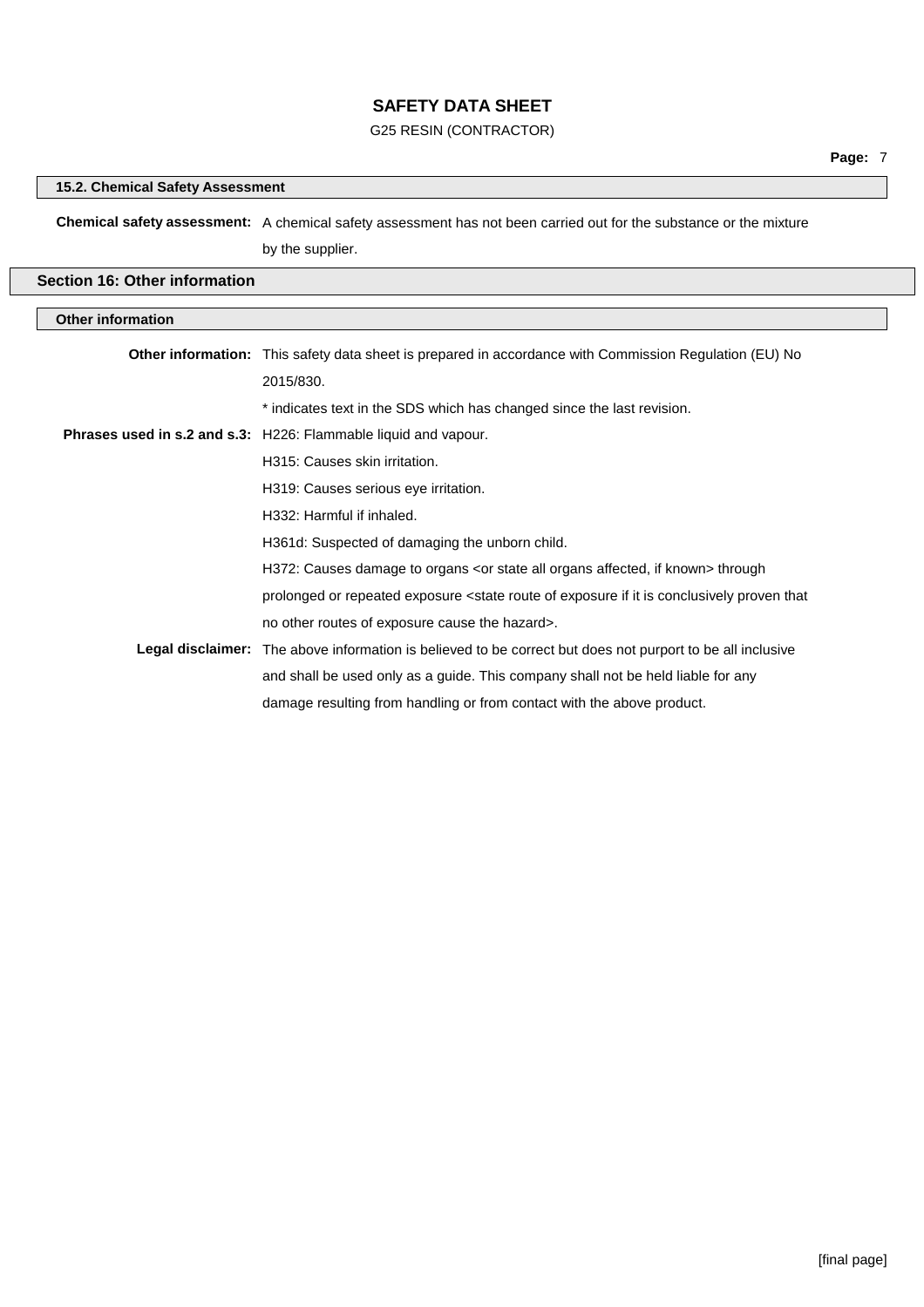### 15.2. Chemical Safety Assessment

**Chemical safety assessment:** A chemical safety assessment has not been carried out for the substance or the mixture by the supplier.

## Section 16: Other information

### Other information

**Other information:** This safety data sheet is prepared in accordance with Commission Regulation (EU) No 2015/830.

\* indicates text in the SDS which has changed since the last revision.

**Phrases used in s.2 and s.3:** H226: Flammable liquid and vapour.

H315: Causes skin irritation.

H319: Causes serious eye irritation.

H332: Harmful if inhaled.

H361d: Suspected of damaging the unborn child.

H372: Causes damage to organs <or state all organs affected, if known> through prolonged or repeated exposure <state route of exposure if it is conclusively proven that no other routes of exposure cause the hazard>.

**Legal disclaimer:** The above information is believed to be correct but does not purport to be all inclusive and shall be used only as a guide. This company shall not be held liable for any damage resulting from handling or from contact with the above product.